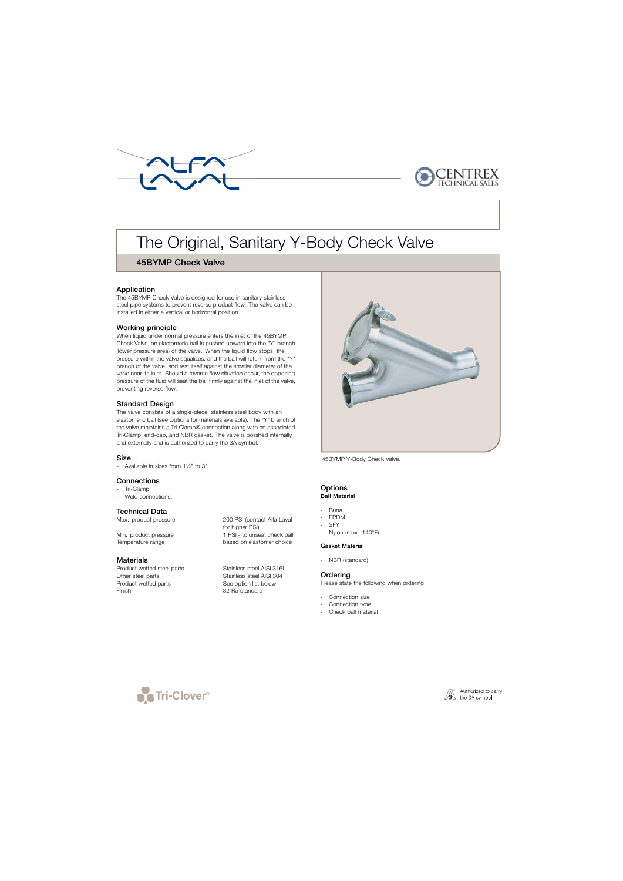# The Original, Sanitary Y-Body Check Valve

## 45BYMP Check Valve

### Application

The 45BYMP Check Valve is designed for use in sanitary stainless steel pipe systems to prevent reverse product flow. The valve can be installed in either a vertical or horizontal position.

### Working principle

When liquid under normal pressure enters the inlet of the 45BYMP Check Valve, an elastomeric ball is pushed upward into the "Y" branch (lower pressure area) of the valve. When the liquid flow stops, the pressure within the valve equalizes, and the ball will return from the "Y" branch of the valve, and rest itself against the smaller diameter of the valve near its inlet. Should a reverse flow situation occur, the opposing pressure of the fluid will seat the ball firmly against the inlet of the valve, preventing reverse flow.

### Standard Design

The valve consists of a single-piece, stainless steel body with an elastomeric ball (see Options for materials available). The "Y" branch of the valve maintains a Tri-Clamp® connection along with an associated Tri-Clamp, end-cap, and NBR gasket. The valve is polished internally and externally and is authorized to carry the 3A symbol.

### Size

- Available in sizes from 1½" to 3".

### Connections

- Tri-Clamp
- Weld connections.

### Technical Data

| | |
|---|---|
| Max. product pressure | 200 PSI (contact Alfa Laval for higher PSI) |
| Min. product pressure | 1 PSI - to unseat check ball |
| Temperature range | based on elastomer choice |

### Materials

| | |
|---|---|
| Product wetted steel parts | Stainless steel AISI 316L |
| Other steel parts | Stainless steel AISI 304 |
| Product wetted parts | See option list below |
| Finish | 32 Ra standard |

45BYMP Y-Body Check Valve.

### Options

**Ball Material**

- Buna
- EPDM
- SFY
- Nylon (max. 140°F)

**Gasket Material**

- NBR (standard)

### Ordering

Please state the following when ordering:

- Connection size
- Connection type
- Check ball material

Authorized to carry the 3A symbol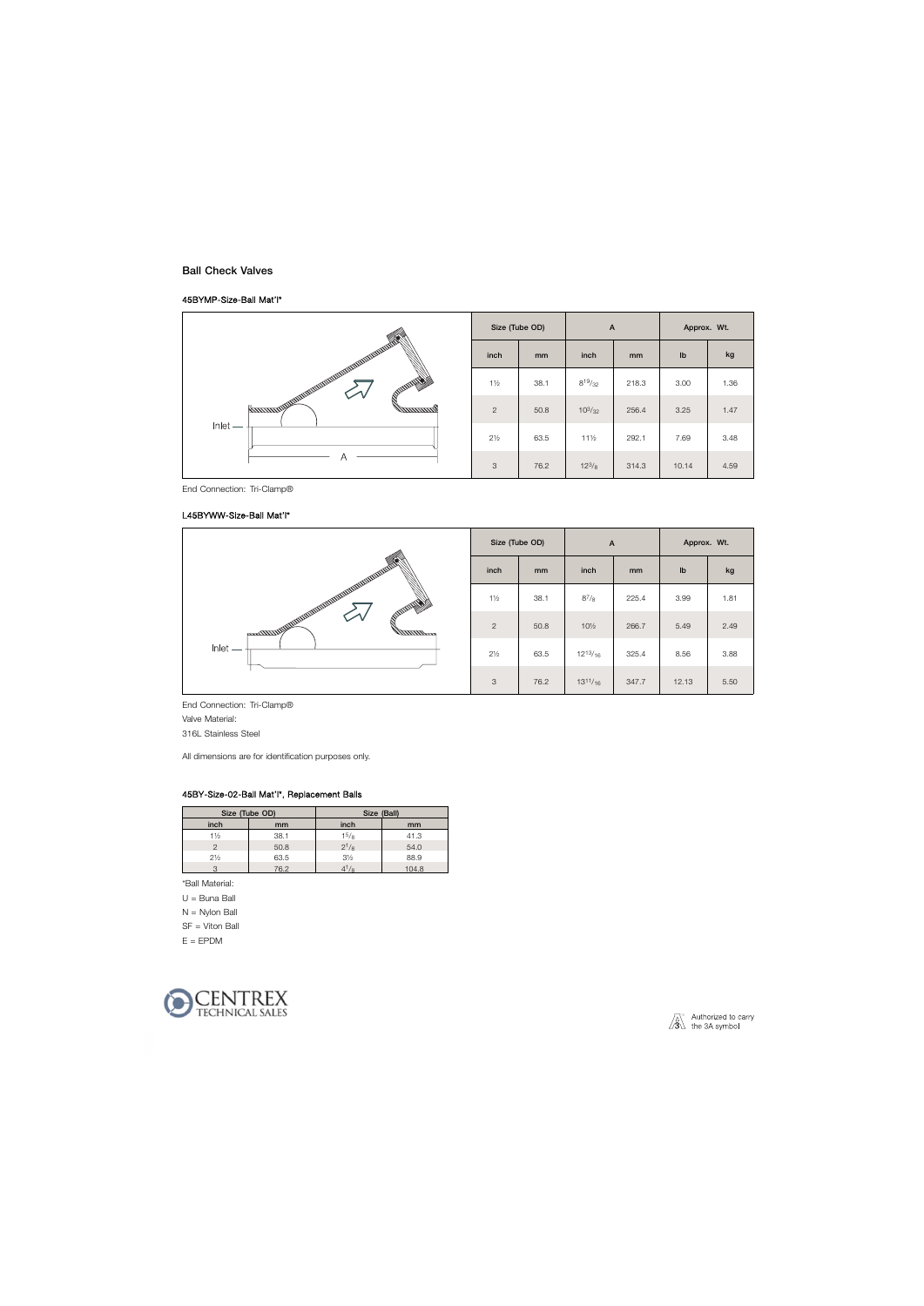## Ball Check Valves

### 45BYMP-Size-Ball Mat'l*

| Size (Tube OD) | | A | | Approx. Wt. | |
|---|---|---|---|---|---|
| inch | mm | inch | mm | lb | kg |
| 1½ | 38.1 | 8 19/32 | 218.3 | 3.00 | 1.36 |
| 2 | 50.8 | 10 3/32 | 256.4 | 3.25 | 1.47 |
| 2½ | 63.5 | 11½ | 292.1 | 7.69 | 3.48 |
| 3 | 76.2 | 12 3/8 | 314.3 | 10.14 | 4.59 |

End Connection: Tri-Clamp®

### L45BYWW-Size-Ball Mat'l*

| Size (Tube OD) | | A | | Approx. Wt. | |
|---|---|---|---|---|---|
| inch | mm | inch | mm | lb | kg |
| 1½ | 38.1 | 8 7/8 | 225.4 | 3.99 | 1.81 |
| 2 | 50.8 | 10½ | 266.7 | 5.49 | 2.49 |
| 2½ | 63.5 | 12 13/16 | 325.4 | 8.56 | 3.88 |
| 3 | 76.2 | 13 11/16 | 347.7 | 12.13 | 5.50 |

End Connection: Tri-Clamp®

Valve Material:

316L Stainless Steel

All dimensions are for identification purposes only.

### 45BY-Size-02-Ball Mat'l*, Replacement Balls

| Size (Tube OD) | | Size (Ball) | |
|---|---|---|---|
| inch | mm | inch | mm |
| 1½ | 38.1 | 1 5/8 | 41.3 |
| 2 | 50.8 | 2 1/8 | 54.0 |
| 2½ | 63.5 | 3½ | 88.9 |
| 3 | 76.2 | 4 1/8 | 104.8 |

*Ball Material:

U = Buna Ball

N = Nylon Ball

SF = Viton Ball

E = EPDM

Authorized to carry the 3A symbol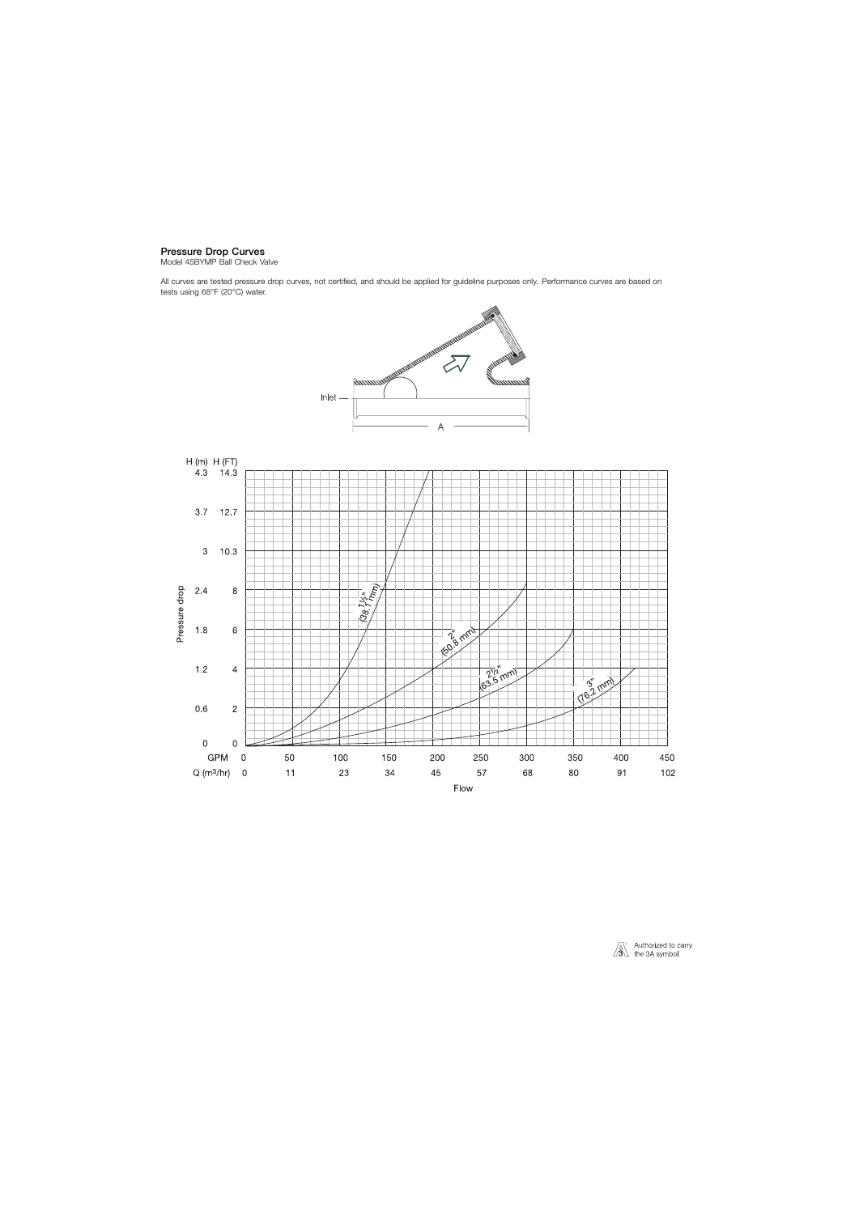## Pressure Drop Curves

Model 45BYMP Ball Check Valve

All curves are tested pressure drop curves, not certified, and should be applied for guideline purposes only. Performance curves are based on tests using 68°F (20°C) water.

Inlet — A

H (m) H (FT)

Pressure drop

| H (m) | H (FT) |
|---|---|
| 4.3 | 14.3 |
| 3.7 | 12.7 |
| 3 | 10.3 |
| 2.4 | 8 |
| 1.8 | 6 |
| 1.2 | 4 |
| 0.6 | 2 |
| 0 | 0 |

| GPM | 0 | 50 | 100 | 150 | 200 | 250 | 300 | 350 | 400 | 450 |
|---|---|---|---|---|---|---|---|---|---|---|
| Q ($m^3$/hr) | 0 | 11 | 23 | 34 | 45 | 57 | 68 | 80 | 91 | 102 |

Flow

1½" (38.1 mm)

2" (50.8 mm)

2½" (63.5 mm)

3" (76.2 mm)

Authorized to carry the 3A symbol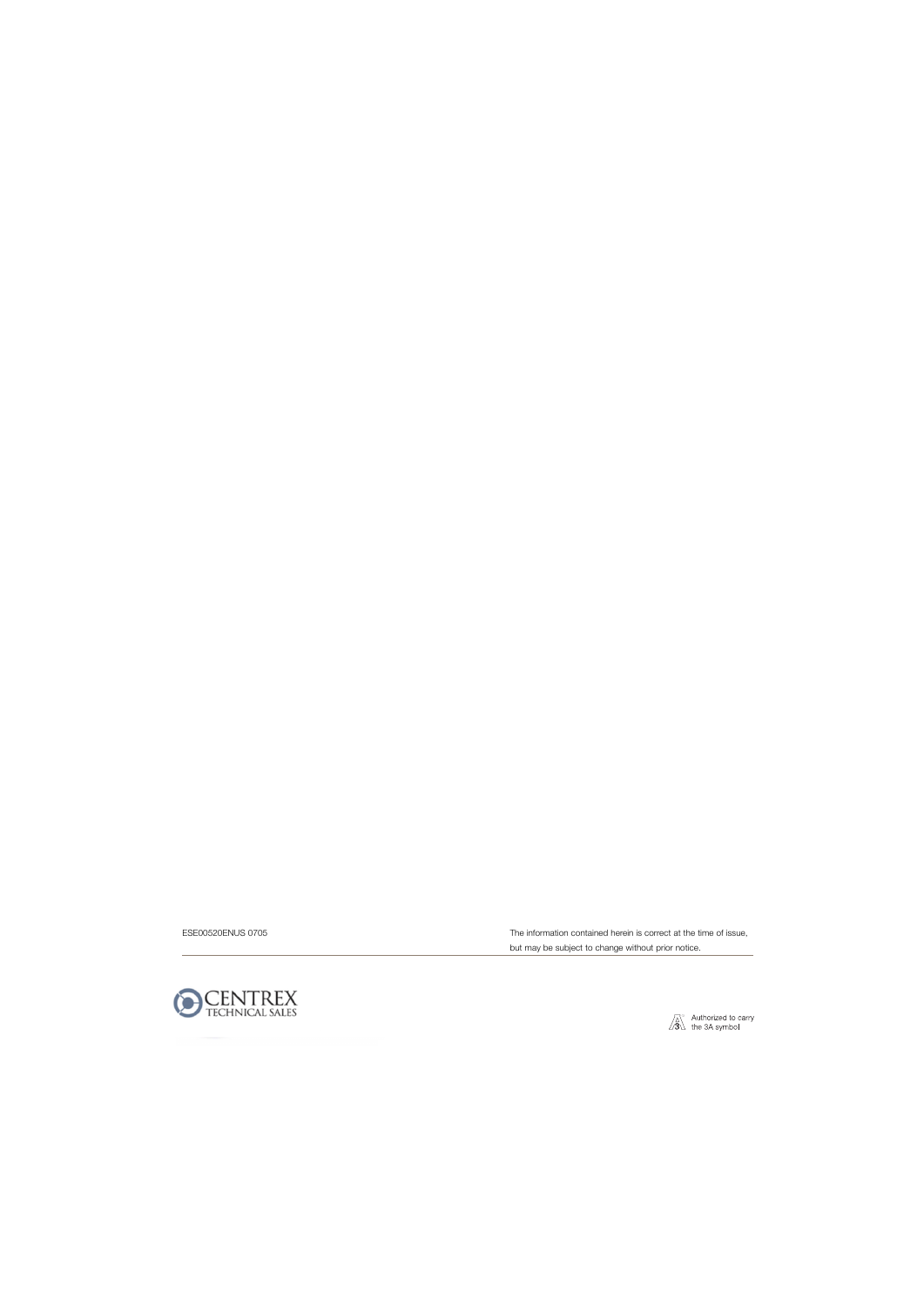ESE00520ENUS 0705

The information contained herein is correct at the time of issue, but may be subject to change without prior notice.

CENTREX TECHNICAL SALES

Authorized to carry the 3A symbol